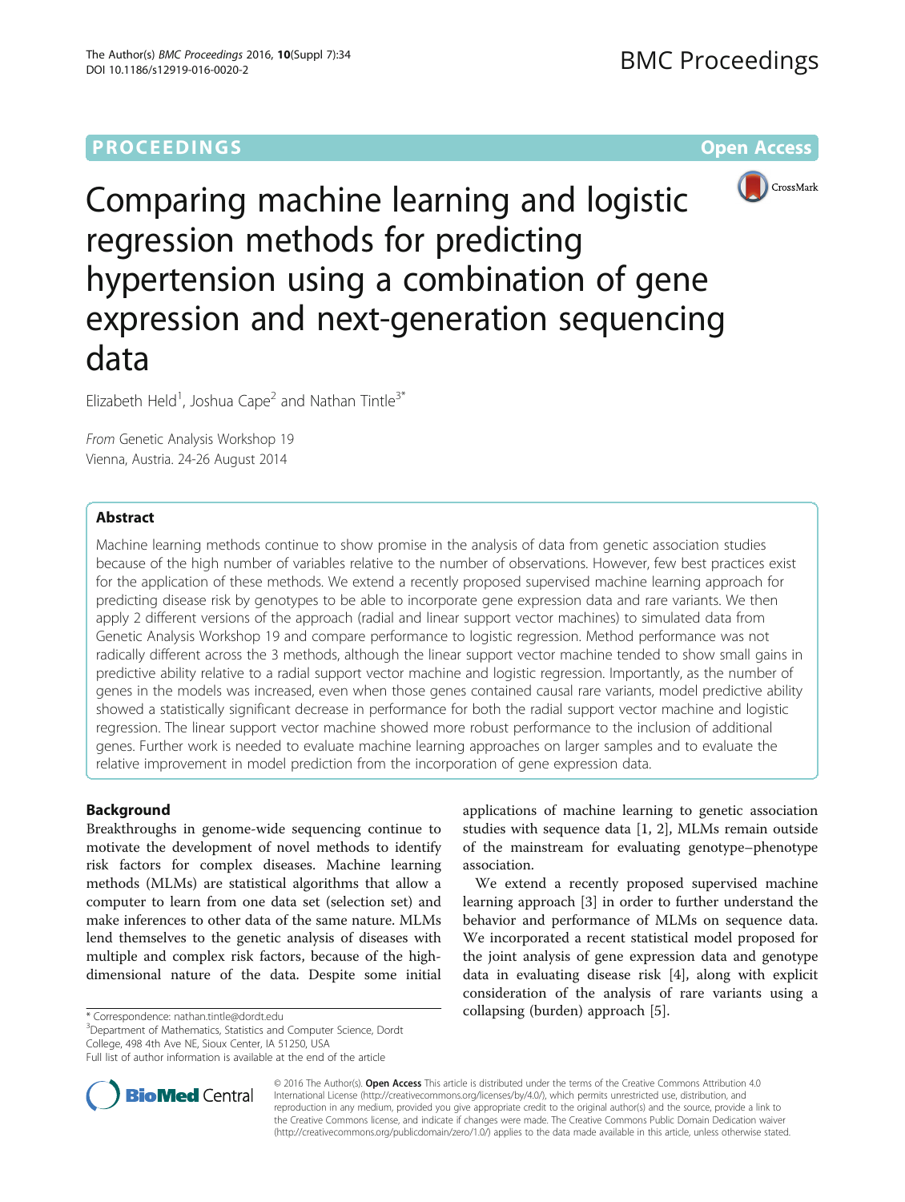PROCEEDINGS

Open Access

# Comparing machine learning and logistic regression methods for predicting hypertension using a combination of gene expression and next-generation sequencing data

Elizabeth Held[1], Joshua Cape[2] and Nathan Tintle[3*]

*From* Genetic Analysis Workshop 19
Vienna, Austria. 24-26 August 2014

## Abstract

Machine learning methods continue to show promise in the analysis of data from genetic association studies because of the high number of variables relative to the number of observations. However, few best practices exist for the application of these methods. We extend a recently proposed supervised machine learning approach for predicting disease risk by genotypes to be able to incorporate gene expression data and rare variants. We then apply 2 different versions of the approach (radial and linear support vector machines) to simulated data from Genetic Analysis Workshop 19 and compare performance to logistic regression. Method performance was not radically different across the 3 methods, although the linear support vector machine tended to show small gains in predictive ability relative to a radial support vector machine and logistic regression. Importantly, as the number of genes in the models was increased, even when those genes contained causal rare variants, model predictive ability showed a statistically significant decrease in performance for both the radial support vector machine and logistic regression. The linear support vector machine showed more robust performance to the inclusion of additional genes. Further work is needed to evaluate machine learning approaches on larger samples and to evaluate the relative improvement in model prediction from the incorporation of gene expression data.

## Background

Breakthroughs in genome-wide sequencing continue to motivate the development of novel methods to identify risk factors for complex diseases. Machine learning methods (MLMs) are statistical algorithms that allow a computer to learn from one data set (selection set) and make inferences to other data of the same nature. MLMs lend themselves to the genetic analysis of diseases with multiple and complex risk factors, because of the high-dimensional nature of the data. Despite some initial applications of machine learning to genetic association studies with sequence data [1, 2], MLMs remain outside of the mainstream for evaluating genotype–phenotype association.

We extend a recently proposed supervised machine learning approach [3] in order to further understand the behavior and performance of MLMs on sequence data. We incorporated a recent statistical model proposed for the joint analysis of gene expression data and genotype data in evaluating disease risk [4], along with explicit consideration of the analysis of rare variants using a collapsing (burden) approach [5].

* Correspondence: nathan.tintle@dordt.edu
[3]Department of Mathematics, Statistics and Computer Science, Dordt College, 498 4th Ave NE, Sioux Center, IA 51250, USA
Full list of author information is available at the end of the article

© 2016 The Author(s). **Open Access** This article is distributed under the terms of the Creative Commons Attribution 4.0 International License (http://creativecommons.org/licenses/by/4.0/), which permits unrestricted use, distribution, and reproduction in any medium, provided you give appropriate credit to the original author(s) and the source, provide a link to the Creative Commons license, and indicate if changes were made. The Creative Commons Public Domain Dedication waiver (http://creativecommons.org/publicdomain/zero/1.0/) applies to the data made available in this article, unless otherwise stated.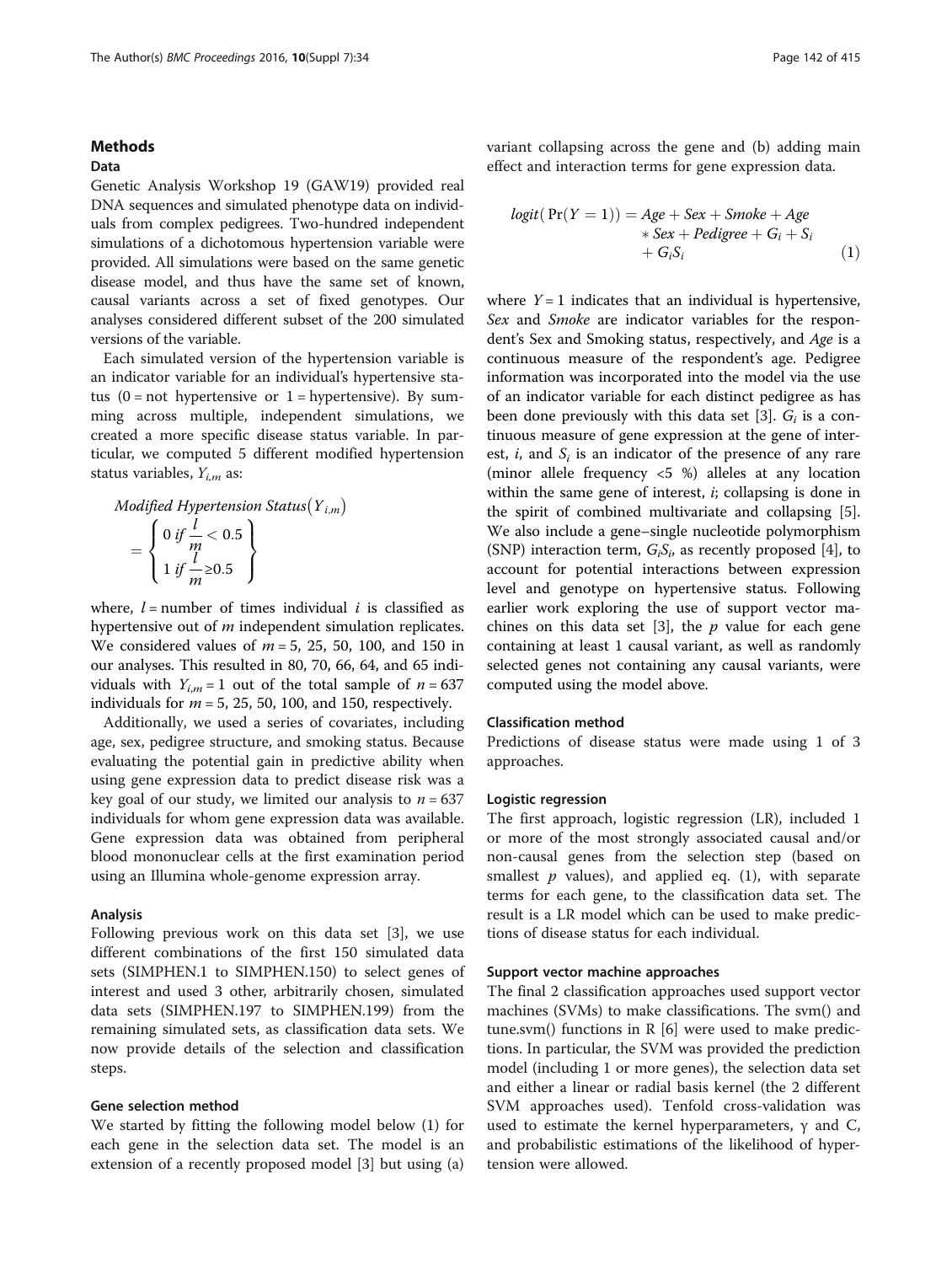## Methods

### Data

Genetic Analysis Workshop 19 (GAW19) provided real DNA sequences and simulated phenotype data on individuals from complex pedigrees. Two-hundred independent simulations of a dichotomous hypertension variable were provided. All simulations were based on the same genetic disease model, and thus have the same set of known, causal variants across a set of fixed genotypes. Our analyses considered different subset of the 200 simulated versions of the variable.

Each simulated version of the hypertension variable is an indicator variable for an individual's hypertensive status (0 = not hypertensive or 1 = hypertensive). By summing across multiple, independent simulations, we created a more specific disease status variable. In particular, we computed 5 different modified hypertension status variables, $Y_{i,m}$ as:

$$\textit{Modified Hypertension Status}\left(Y_{i,m}\right) = \left\{ \begin{array}{l} 0 \; if \; \dfrac{l}{m} < 0.5 \\ 1 \; if \; \dfrac{l}{m} \geq 0.5 \end{array} \right\}$$

where, $l$ = number of times individual $i$ is classified as hypertensive out of $m$ independent simulation replicates. We considered values of $m = 5$, 25, 50, 100, and 150 in our analyses. This resulted in 80, 70, 66, 64, and 65 individuals with $Y_{i,m} = 1$ out of the total sample of $n = 637$ individuals for $m = 5$, 25, 50, 100, and 150, respectively.

Additionally, we used a series of covariates, including age, sex, pedigree structure, and smoking status. Because evaluating the potential gain in predictive ability when using gene expression data to predict disease risk was a key goal of our study, we limited our analysis to $n = 637$ individuals for whom gene expression data was available. Gene expression data was obtained from peripheral blood mononuclear cells at the first examination period using an Illumina whole-genome expression array.

### Analysis

Following previous work on this data set [3], we use different combinations of the first 150 simulated data sets (SIMPHEN.1 to SIMPHEN.150) to select genes of interest and used 3 other, arbitrarily chosen, simulated data sets (SIMPHEN.197 to SIMPHEN.199) from the remaining simulated sets, as classification data sets. We now provide details of the selection and classification steps.

#### Gene selection method

We started by fitting the following model below (1) for each gene in the selection data set. The model is an extension of a recently proposed model [3] but using (a) variant collapsing across the gene and (b) adding main effect and interaction terms for gene expression data.

$$logit(\Pr(Y = 1)) = Age + Sex + Smoke + Age * Sex + Pedigree + G_i + S_i + G_i S_i \tag{1}$$

where $Y = 1$ indicates that an individual is hypertensive, *Sex* and *Smoke* are indicator variables for the respondent's Sex and Smoking status, respectively, and *Age* is a continuous measure of the respondent's age. Pedigree information was incorporated into the model via the use of an indicator variable for each distinct pedigree as has been done previously with this data set [3]. $G_i$ is a continuous measure of gene expression at the gene of interest, $i$, and $S_i$ is an indicator of the presence of any rare (minor allele frequency <5 %) alleles at any location within the same gene of interest, $i$; collapsing is done in the spirit of combined multivariate and collapsing [5]. We also include a gene–single nucleotide polymorphism (SNP) interaction term, $G_i S_i$, as recently proposed [4], to account for potential interactions between expression level and genotype on hypertensive status. Following earlier work exploring the use of support vector machines on this data set [3], the $p$ value for each gene containing at least 1 causal variant, as well as randomly selected genes not containing any causal variants, were computed using the model above.

#### Classification method

Predictions of disease status were made using 1 of 3 approaches.

#### Logistic regression

The first approach, logistic regression (LR), included 1 or more of the most strongly associated causal and/or non-causal genes from the selection step (based on smallest $p$ values), and applied eq. (1), with separate terms for each gene, to the classification data set. The result is a LR model which can be used to make predictions of disease status for each individual.

#### Support vector machine approaches

The final 2 classification approaches used support vector machines (SVMs) to make classifications. The svm() and tune.svm() functions in R [6] were used to make predictions. In particular, the SVM was provided the prediction model (including 1 or more genes), the selection data set and either a linear or radial basis kernel (the 2 different SVM approaches used). Tenfold cross-validation was used to estimate the kernel hyperparameters, γ and C, and probabilistic estimations of the likelihood of hypertension were allowed.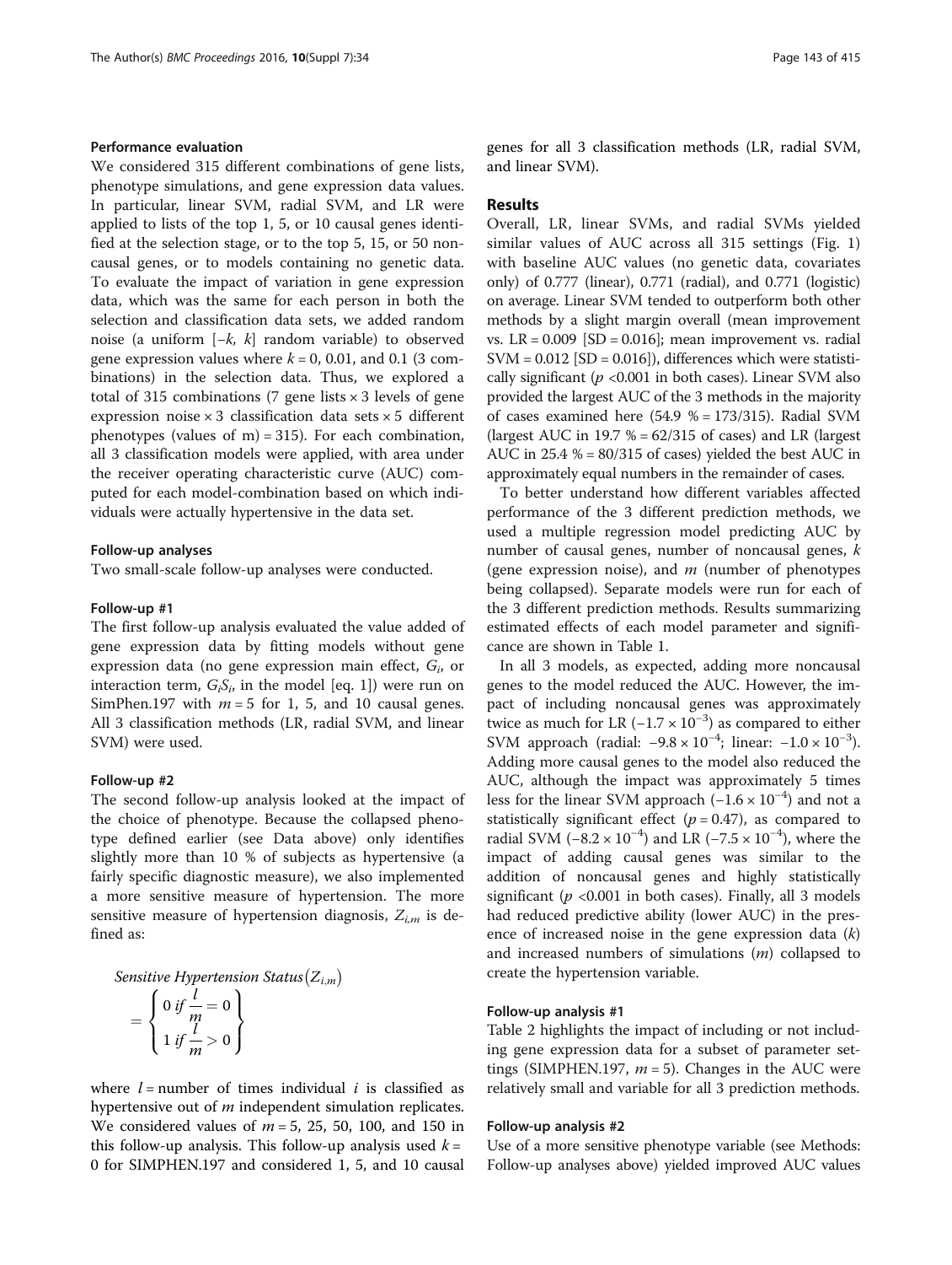#### Performance evaluation

We considered 315 different combinations of gene lists, phenotype simulations, and gene expression data values. In particular, linear SVM, radial SVM, and LR were applied to lists of the top 1, 5, or 10 causal genes identified at the selection stage, or to the top 5, 15, or 50 noncausal genes, or to models containing no genetic data. To evaluate the impact of variation in gene expression data, which was the same for each person in both the selection and classification data sets, we added random noise (a uniform $[-k, k]$ random variable) to observed gene expression values where $k = 0$, 0.01, and 0.1 (3 combinations) in the selection data. Thus, we explored a total of 315 combinations (7 gene lists × 3 levels of gene expression noise × 3 classification data sets × 5 different phenotypes (values of m) = 315). For each combination, all 3 classification models were applied, with area under the receiver operating characteristic curve (AUC) computed for each model-combination based on which individuals were actually hypertensive in the data set.

#### Follow-up analyses

Two small-scale follow-up analyses were conducted.

#### Follow-up #1

The first follow-up analysis evaluated the value added of gene expression data by fitting models without gene expression data (no gene expression main effect, $G_i$, or interaction term, $G_iS_i$, in the model [eq. 1]) were run on SimPhen.197 with $m = 5$ for 1, 5, and 10 causal genes. All 3 classification methods (LR, radial SVM, and linear SVM) were used.

#### Follow-up #2

The second follow-up analysis looked at the impact of the choice of phenotype. Because the collapsed phenotype defined earlier (see Data above) only identifies slightly more than 10 % of subjects as hypertensive (a fairly specific diagnostic measure), we also implemented a more sensitive measure of hypertension. The more sensitive measure of hypertension diagnosis, $Z_{i,m}$ is defined as:

$$\textit{Sensitive Hypertension Status}\left(Z_{i,m}\right) = \left\{ \begin{array}{l} 0 \text{ if } \dfrac{l}{m} = 0 \\ 1 \text{ if } \dfrac{l}{m} > 0 \end{array} \right\}$$

where $l$ = number of times individual $i$ is classified as hypertensive out of $m$ independent simulation replicates. We considered values of $m = 5$, 25, 50, 100, and 150 in this follow-up analysis. This follow-up analysis used $k = 0$ for SIMPHEN.197 and considered 1, 5, and 10 causal genes for all 3 classification methods (LR, radial SVM, and linear SVM).

## Results

Overall, LR, linear SVMs, and radial SVMs yielded similar values of AUC across all 315 settings (Fig. 1) with baseline AUC values (no genetic data, covariates only) of 0.777 (linear), 0.771 (radial), and 0.771 (logistic) on average. Linear SVM tended to outperform both other methods by a slight margin overall (mean improvement vs. LR = 0.009 [SD = 0.016]; mean improvement vs. radial SVM = 0.012 [SD = 0.016]), differences which were statistically significant ($p < 0.001$ in both cases). Linear SVM also provided the largest AUC of the 3 methods in the majority of cases examined here (54.9 % = 173/315). Radial SVM (largest AUC in 19.7 % = 62/315 of cases) and LR (largest AUC in 25.4 % = 80/315 of cases) yielded the best AUC in approximately equal numbers in the remainder of cases.

To better understand how different variables affected performance of the 3 different prediction methods, we used a multiple regression model predicting AUC by number of causal genes, number of noncausal genes, $k$ (gene expression noise), and $m$ (number of phenotypes being collapsed). Separate models were run for each of the 3 different prediction methods. Results summarizing estimated effects of each model parameter and significance are shown in Table 1.

In all 3 models, as expected, adding more noncausal genes to the model reduced the AUC. However, the impact of including noncausal genes was approximately twice as much for LR ($-1.7 \times 10^{-3}$) as compared to either SVM approach (radial: $-9.8 \times 10^{-4}$; linear: $-1.0 \times 10^{-3}$). Adding more causal genes to the model also reduced the AUC, although the impact was approximately 5 times less for the linear SVM approach ($-1.6 \times 10^{-4}$) and not a statistically significant effect ($p = 0.47$), as compared to radial SVM ($-8.2 \times 10^{-4}$) and LR ($-7.5 \times 10^{-4}$), where the impact of adding causal genes was similar to the addition of noncausal genes and highly statistically significant ($p < 0.001$ in both cases). Finally, all 3 models had reduced predictive ability (lower AUC) in the presence of increased noise in the gene expression data ($k$) and increased numbers of simulations ($m$) collapsed to create the hypertension variable.

#### Follow-up analysis #1

Table 2 highlights the impact of including or not including gene expression data for a subset of parameter settings (SIMPHEN.197, $m = 5$). Changes in the AUC were relatively small and variable for all 3 prediction methods.

#### Follow-up analysis #2

Use of a more sensitive phenotype variable (see Methods: Follow-up analyses above) yielded improved AUC values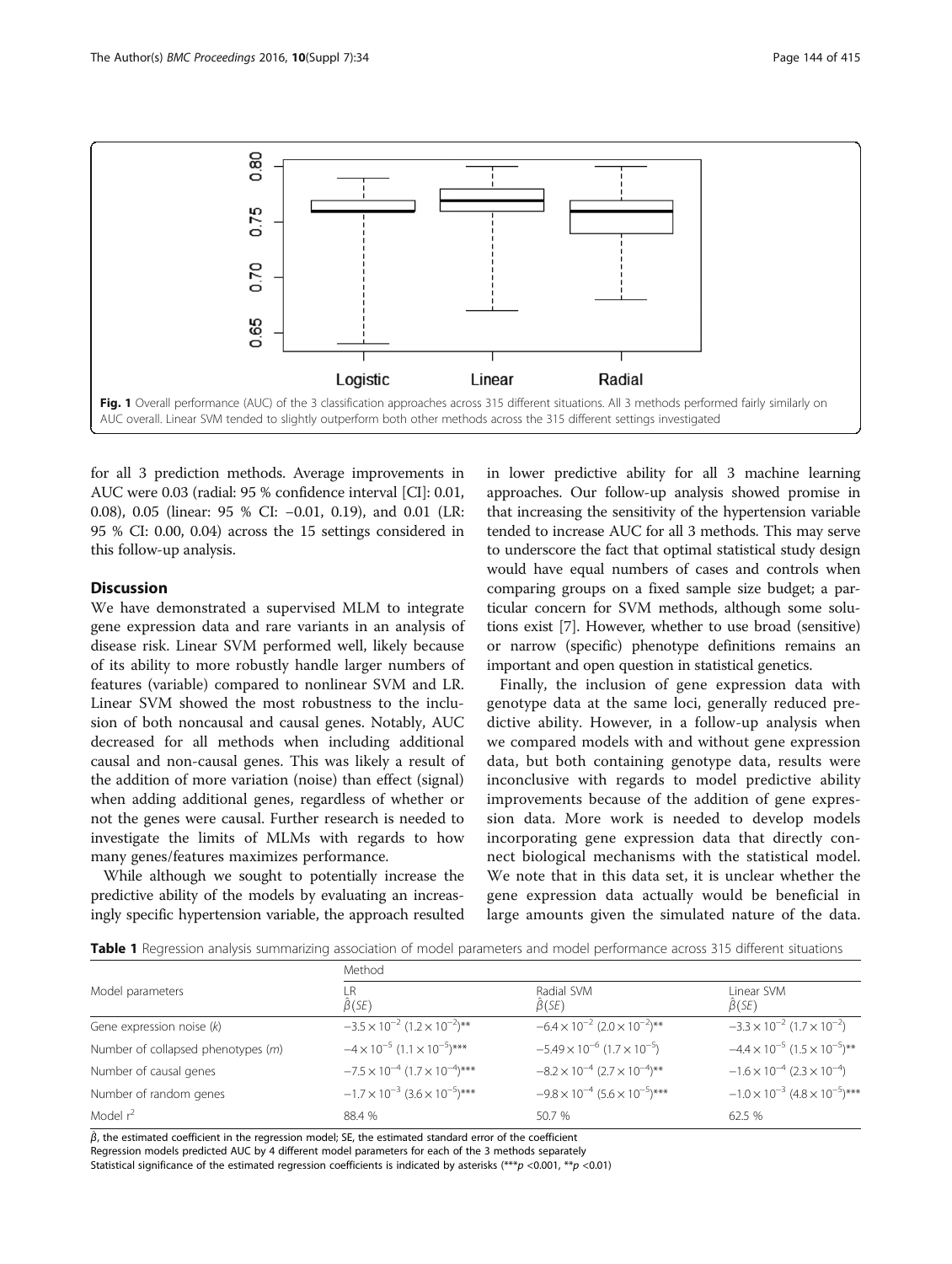Fig. 1 Overall performance (AUC) of the 3 classification approaches across 315 different situations. All 3 methods performed fairly similarly on AUC overall. Linear SVM tended to slightly outperform both other methods across the 315 different settings investigated

for all 3 prediction methods. Average improvements in AUC were 0.03 (radial: 95 % confidence interval [CI]: 0.01, 0.08), 0.05 (linear: 95 % CI: −0.01, 0.19), and 0.01 (LR: 95 % CI: 0.00, 0.04) across the 15 settings considered in this follow-up analysis.

## Discussion

We have demonstrated a supervised MLM to integrate gene expression data and rare variants in an analysis of disease risk. Linear SVM performed well, likely because of its ability to more robustly handle larger numbers of features (variable) compared to nonlinear SVM and LR. Linear SVM showed the most robustness to the inclusion of both noncausal and causal genes. Notably, AUC decreased for all methods when including additional causal and non-causal genes. This was likely a result of the addition of more variation (noise) than effect (signal) when adding additional genes, regardless of whether or not the genes were causal. Further research is needed to investigate the limits of MLMs with regards to how many genes/features maximizes performance.

While although we sought to potentially increase the predictive ability of the models by evaluating an increasingly specific hypertension variable, the approach resulted in lower predictive ability for all 3 machine learning approaches. Our follow-up analysis showed promise in that increasing the sensitivity of the hypertension variable tended to increase AUC for all 3 methods. This may serve to underscore the fact that optimal statistical study design would have equal numbers of cases and controls when comparing groups on a fixed sample size budget; a particular concern for SVM methods, although some solutions exist [7]. However, whether to use broad (sensitive) or narrow (specific) phenotype definitions remains an important and open question in statistical genetics.

Finally, the inclusion of gene expression data with genotype data at the same loci, generally reduced predictive ability. However, in a follow-up analysis when we compared models with and without gene expression data, but both containing genotype data, results were inconclusive with regards to model predictive ability improvements because of the addition of gene expression data. More work is needed to develop models incorporating gene expression data that directly connect biological mechanisms with the statistical model. We note that in this data set, it is unclear whether the gene expression data actually would be beneficial in large amounts given the simulated nature of the data.

**Table 1** Regression analysis summarizing association of model parameters and model performance across 315 different situations

| Model parameters | Method | | |
|---|---|---|---|
| | LR $\hat{\beta}(SE)$ | Radial SVM $\hat{\beta}(SE)$ | Linear SVM $\hat{\beta}(SE)$ |
| Gene expression noise ($k$) | $-3.5\times10^{-2}$ $(1.2\times10^{-2})$** | $-6.4\times10^{-2}$ $(2.0\times10^{-2})$** | $-3.3\times10^{-2}$ $(1.7\times10^{-2})$ |
| Number of collapsed phenotypes ($m$) | $-4\times10^{-5}$ $(1.1\times10^{-5})$*** | $-5.49\times10^{-6}$ $(1.7\times10^{-5})$ | $-4.4\times10^{-5}$ $(1.5\times10^{-5})$** |
| Number of causal genes | $-7.5\times10^{-4}$ $(1.7\times10^{-4})$*** | $-8.2\times10^{-4}$ $(2.7\times10^{-4})$** | $-1.6\times10^{-4}$ $(2.3\times10^{-4})$ |
| Number of random genes | $-1.7\times10^{-3}$ $(3.6\times10^{-5})$*** | $-9.8\times10^{-4}$ $(5.6\times10^{-5})$*** | $-1.0\times10^{-3}$ $(4.8\times10^{-5})$*** |
| Model $r^2$ | 88.4 % | 50.7 % | 62.5 % |

$\hat{\beta}$, the estimated coefficient in the regression model; SE, the estimated standard error of the coefficient

Regression models predicted AUC by 4 different model parameters for each of the 3 methods separately

Statistical significance of the estimated regression coefficients is indicated by asterisks (***$p$ <0.001, **$p$ <0.01)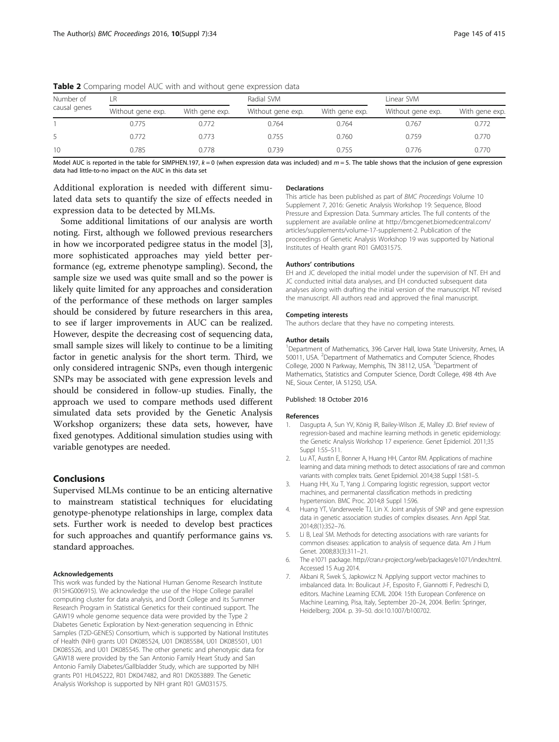**Table 2** Comparing model AUC with and without gene expression data

| Number of causal genes | LR | | Radial SVM | | Linear SVM | |
|---|---|---|---|---|---|---|
| | Without gene exp. | With gene exp. | Without gene exp. | With gene exp. | Without gene exp. | With gene exp. |
| 1 | 0.775 | 0.772 | 0.764 | 0.764 | 0.767 | 0.772 |
| 5 | 0.772 | 0.773 | 0.755 | 0.760 | 0.759 | 0.770 |
| 10 | 0.785 | 0.778 | 0.739 | 0.755 | 0.776 | 0.770 |

Model AUC is reported in the table for SIMPHEN.197, $k = 0$ (when expression data was included) and $m = 5$. The table shows that the inclusion of gene expression data had little-to-no impact on the AUC in this data set

Additional exploration is needed with different simulated data sets to quantify the size of effects needed in expression data to be detected by MLMs.

Some additional limitations of our analysis are worth noting. First, although we followed previous researchers in how we incorporated pedigree status in the model [3], more sophisticated approaches may yield better performance (eg, extreme phenotype sampling). Second, the sample size we used was quite small and so the power is likely quite limited for any approaches and consideration of the performance of these methods on larger samples should be considered by future researchers in this area, to see if larger improvements in AUC can be realized. However, despite the decreasing cost of sequencing data, small sample sizes will likely to continue to be a limiting factor in genetic analysis for the short term. Third, we only considered intragenic SNPs, even though intergenic SNPs may be associated with gene expression levels and should be considered in follow-up studies. Finally, the approach we used to compare methods used different simulated data sets provided by the Genetic Analysis Workshop organizers; these data sets, however, have fixed genotypes. Additional simulation studies using with variable genotypes are needed.

## Conclusions

Supervised MLMs continue to be an enticing alternative to mainstream statistical techniques for elucidating genotype-phenotype relationships in large, complex data sets. Further work is needed to develop best practices for such approaches and quantify performance gains vs. standard approaches.

#### Acknowledgements

This work was funded by the National Human Genome Research Institute (R15HG006915). We acknowledge the use of the Hope College parallel computing cluster for data analysis, and Dordt College and its Summer Research Program in Statistical Genetics for their continued support. The GAW19 whole genome sequence data were provided by the Type 2 Diabetes Genetic Exploration by Next-generation sequencing in Ethnic Samples (T2D-GENES) Consortium, which is supported by National Institutes of Health (NIH) grants U01 DK085524, U01 DK085584, U01 DK085501, U01 DK085526, and U01 DK085545. The other genetic and phenotypic data for GAW18 were provided by the San Antonio Family Heart Study and San Antonio Family Diabetes/Gallbladder Study, which are supported by NIH grants P01 HL045222, R01 DK047482, and R01 DK053889. The Genetic Analysis Workshop is supported by NIH grant R01 GM031575.

#### Declarations

This article has been published as part of *BMC Proceedings* Volume 10 Supplement 7, 2016: Genetic Analysis Workshop 19: Sequence, Blood Pressure and Expression Data. Summary articles. The full contents of the supplement are available online at http://bmcgenet.biomedcentral.com/articles/supplements/volume-17-supplement-2. Publication of the proceedings of Genetic Analysis Workshop 19 was supported by National Institutes of Health grant R01 GM031575.

#### Authors' contributions

EH and JC developed the initial model under the supervision of NT. EH and JC conducted initial data analyses, and EH conducted subsequent data analyses along with drafting the initial version of the manuscript. NT revised the manuscript. All authors read and approved the final manuscript.

#### Competing interests

The authors declare that they have no competing interests.

#### Author details

[1]Department of Mathematics, 396 Carver Hall, Iowa State University, Ames, IA 50011, USA. [2]Department of Mathematics and Computer Science, Rhodes College, 2000 N Parkway, Memphis, TN 38112, USA. [3]Department of Mathematics, Statistics and Computer Science, Dordt College, 498 4th Ave NE, Sioux Center, IA 51250, USA.

Published: 18 October 2016

#### References

1. Dasgupta A, Sun YV, König IR, Bailey-Wilson JE, Malley JD. Brief review of regression-based and machine learning methods in genetic epidemiology: the Genetic Analysis Workshop 17 experience. Genet Epidemiol. 2011;35 Suppl 1:S5–S11.
2. Lu AT, Austin E, Bonner A, Huang HH, Cantor RM. Applications of machine learning and data mining methods to detect associations of rare and common variants with complex traits. Genet Epidemiol. 2014;38 Suppl 1:S81–5.
3. Huang HH, Xu T, Yang J. Comparing logistic regression, support vector machines, and permanental classification methods in predicting hypertension. BMC Proc. 2014;8 Suppl 1:S96.
4. Huang YT, Vanderweele TJ, Lin X. Joint analysis of SNP and gene expression data in genetic association studies of complex diseases. Ann Appl Stat. 2014;8(1):352–76.
5. Li B, Leal SM. Methods for detecting associations with rare variants for common diseases: application to analysis of sequence data. Am J Hum Genet. 2008;83(3):311–21.
6. The e1071 package. http://cran.r-project.org/web/packages/e1071/index.html. Accessed 15 Aug 2014.
7. Akbani R, Swek S, Japkowicz N. Applying support vector machines to imbalanced data. In: Boulicaut J-F, Esposito F, Giannotti F, Pedreschi D, editors. Machine Learning ECML 2004: 15th European Conference on Machine Learning, Pisa, Italy, September 20–24, 2004. Berlin: Springer, Heidelberg; 2004. p. 39–50. doi:10.1007/b100702.